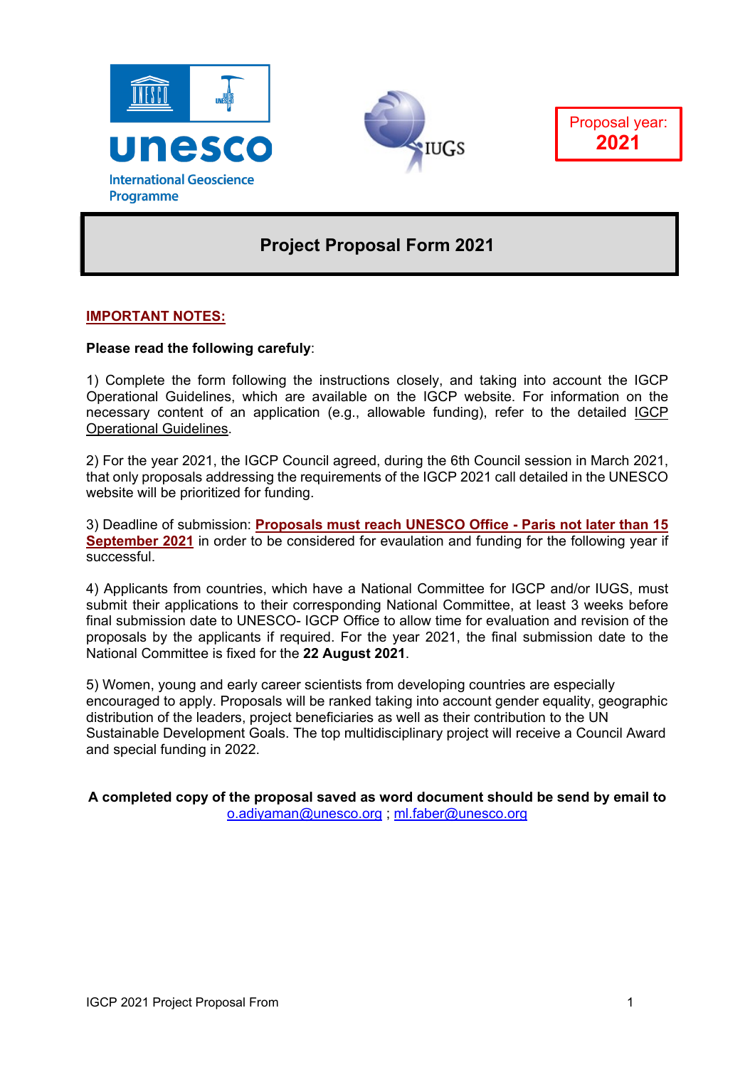unesco

International Geoscience Programme

IUGS

Proposal year: **2021**

# Project Proposal Form 2021

**IMPORTANT NOTES:**

**Please read the following carefully**:

1) Complete the form following the instructions closely, and taking into account the IGCP Operational Guidelines, which are available on the IGCP website. For information on the necessary content of an application (e.g., allowable funding), refer to the detailed IGCP Operational Guidelines.

2) For the year 2021, the IGCP Council agreed, during the 6th Council session in March 2021, that only proposals addressing the requirements of the IGCP 2021 call detailed in the UNESCO website will be prioritized for funding.

3) Deadline of submission: **Proposals must reach UNESCO Office - Paris not later than 15 September 2021** in order to be considered for evaulation and funding for the following year if successful.

4) Applicants from countries, which have a National Committee for IGCP and/or IUGS, must submit their applications to their corresponding National Committee, at least 3 weeks before final submission date to UNESCO- IGCP Office to allow time for evaluation and revision of the proposals by the applicants if required. For the year 2021, the final submission date to the National Committee is fixed for the **22 August 2021**.

5) Women, young and early career scientists from developing countries are especially encouraged to apply. Proposals will be ranked taking into account gender equality, geographic distribution of the leaders, project beneficiaries as well as their contribution to the UN Sustainable Development Goals. The top multidisciplinary project will receive a Council Award and special funding in 2022.

**A completed copy of the proposal saved as word document should be send by email to** o.adiyaman@unesco.org ; ml.faber@unesco.org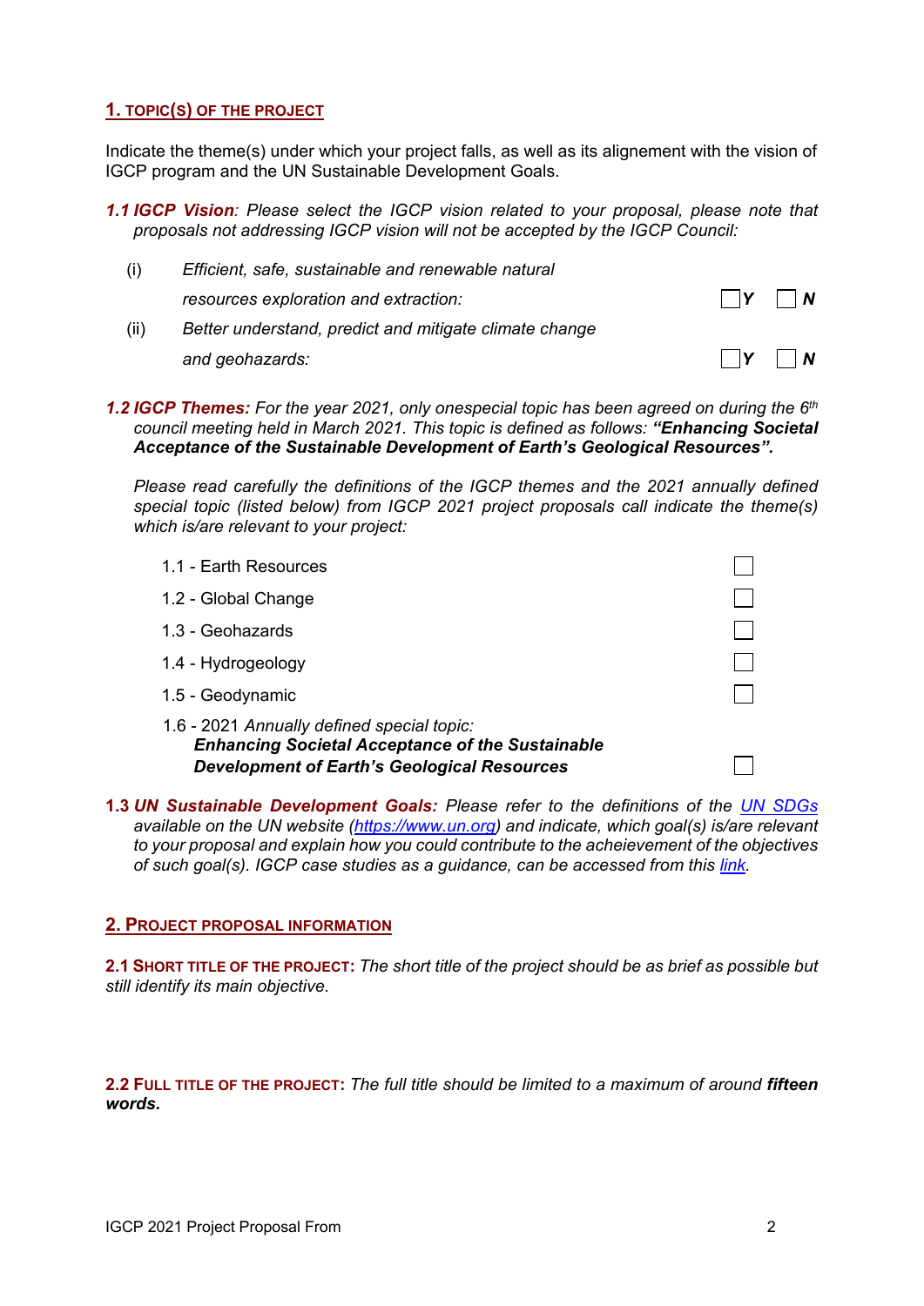## 1. TOPIC(S) OF THE PROJECT

Indicate the theme(s) under which your project falls, as well as its alignement with the vision of IGCP program and the UN Sustainable Development Goals.

***1.1 IGCP Vision**: Please select the IGCP vision related to your proposal, please note that proposals not addressing IGCP vision will not be accepted by the IGCP Council:*

(i) *Efficient, safe, sustainable and renewable natural resources exploration and extraction:* ☐ ***Y*** ☐ ***N***

(ii) *Better understand, predict and mitigate climate change and geohazards:* ☐ ***Y*** ☐ ***N***

***1.2 IGCP Themes:** For the year 2021, only onespecial topic has been agreed on during the 6th council meeting held in March 2021. This topic is defined as follows: **"Enhancing Societal Acceptance of the Sustainable Development of Earth's Geological Resources".***

*Please read carefully the definitions of the IGCP themes and the 2021 annually defined special topic (listed below) from IGCP 2021 project proposals call indicate the theme(s) which is/are relevant to your project:*

1.1 - Earth Resources ☐

1.2 - Global Change ☐

1.3 - Geohazards ☐

1.4 - Hydrogeology ☐

1.5 - Geodynamic ☐

1.6 - 2021 *Annually defined special topic:*
***Enhancing Societal Acceptance of the Sustainable Development of Earth's Geological Resources*** ☐

**1.3** ***UN Sustainable Development Goals:*** *Please refer to the definitions of the [UN SDGs](https://www.un.org) available on the UN website ([https://www.un.org](https://www.un.org)) and indicate, which goal(s) is/are relevant to your proposal and explain how you could contribute to the acheievement of the objectives of such goal(s). IGCP case studies as a guidance, can be accessed from this link.*

## 2. PROJECT PROPOSAL INFORMATION

**2.1 SHORT TITLE OF THE PROJECT:** *The short title of the project should be as brief as possible but still identify its main objective.*

**2.2 FULL TITLE OF THE PROJECT:** *The full title should be limited to a maximum of around **fifteen words.***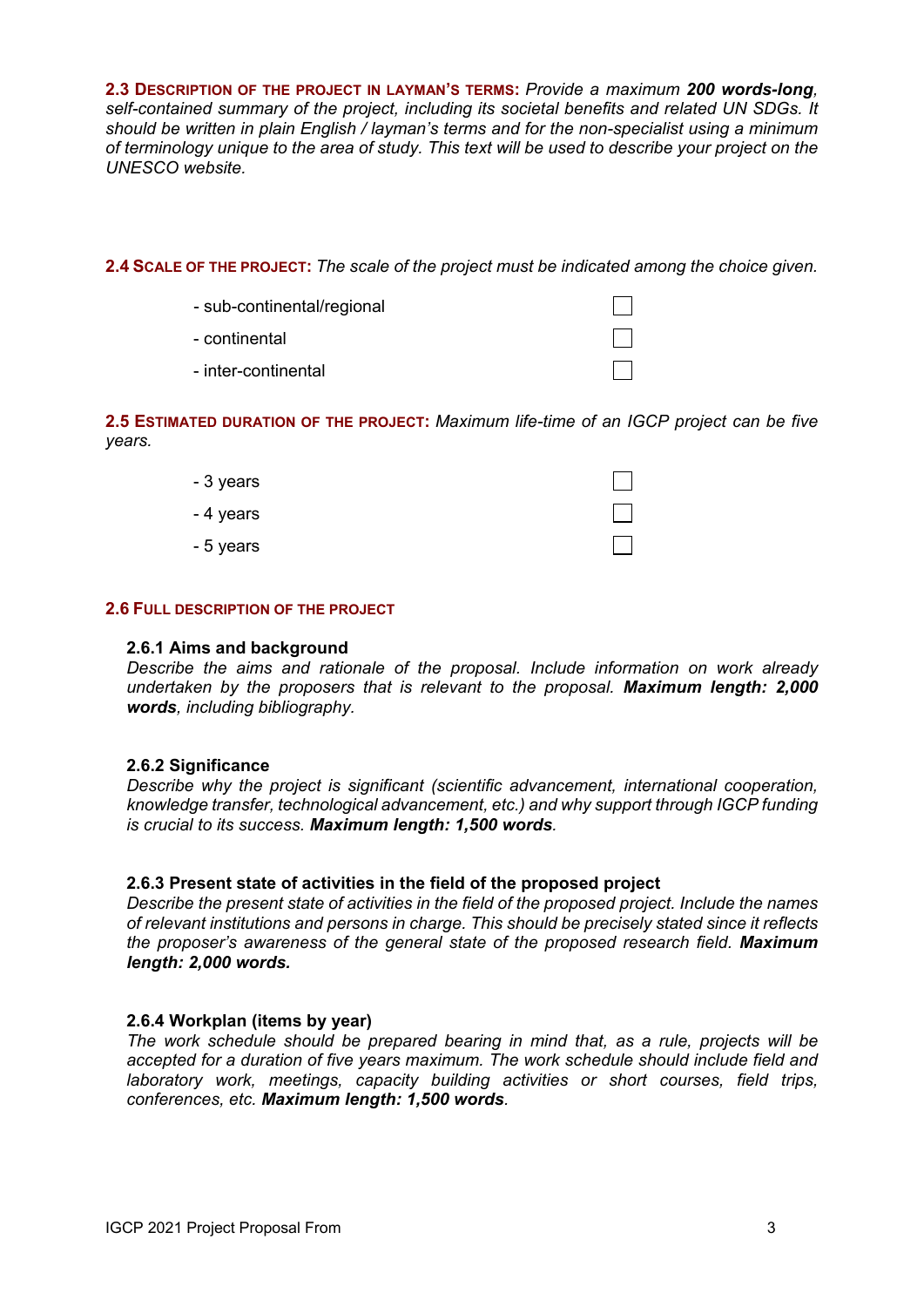**2.3 DESCRIPTION OF THE PROJECT IN LAYMAN'S TERMS:** *Provide a maximum* ***200 words-long****, self-contained summary of the project, including its societal benefits and related UN SDGs. It should be written in plain English / layman's terms and for the non-specialist using a minimum of terminology unique to the area of study. This text will be used to describe your project on the UNESCO website.*

**2.4 SCALE OF THE PROJECT:** *The scale of the project must be indicated among the choice given.*

- sub-continental/regional ☐
- continental ☐
- inter-continental ☐

**2.5 ESTIMATED DURATION OF THE PROJECT:** *Maximum life-time of an IGCP project can be five years.*

- 3 years ☐
- 4 years ☐
- 5 years ☐

## 2.6 FULL DESCRIPTION OF THE PROJECT

### 2.6.1 Aims and background

*Describe the aims and rationale of the proposal. Include information on work already undertaken by the proposers that is relevant to the proposal.* ***Maximum length: 2,000 words****, including bibliography.*

### 2.6.2 Significance

*Describe why the project is significant (scientific advancement, international cooperation, knowledge transfer, technological advancement, etc.) and why support through IGCP funding is crucial to its success.* ***Maximum length: 1,500 words****.*

### 2.6.3 Present state of activities in the field of the proposed project

*Describe the present state of activities in the field of the proposed project. Include the names of relevant institutions and persons in charge. This should be precisely stated since it reflects the proposer's awareness of the general state of the proposed research field.* ***Maximum length: 2,000 words.***

### 2.6.4 Workplan (items by year)

*The work schedule should be prepared bearing in mind that, as a rule, projects will be accepted for a duration of five years maximum. The work schedule should include field and laboratory work, meetings, capacity building activities or short courses, field trips, conferences, etc.* ***Maximum length: 1,500 words****.*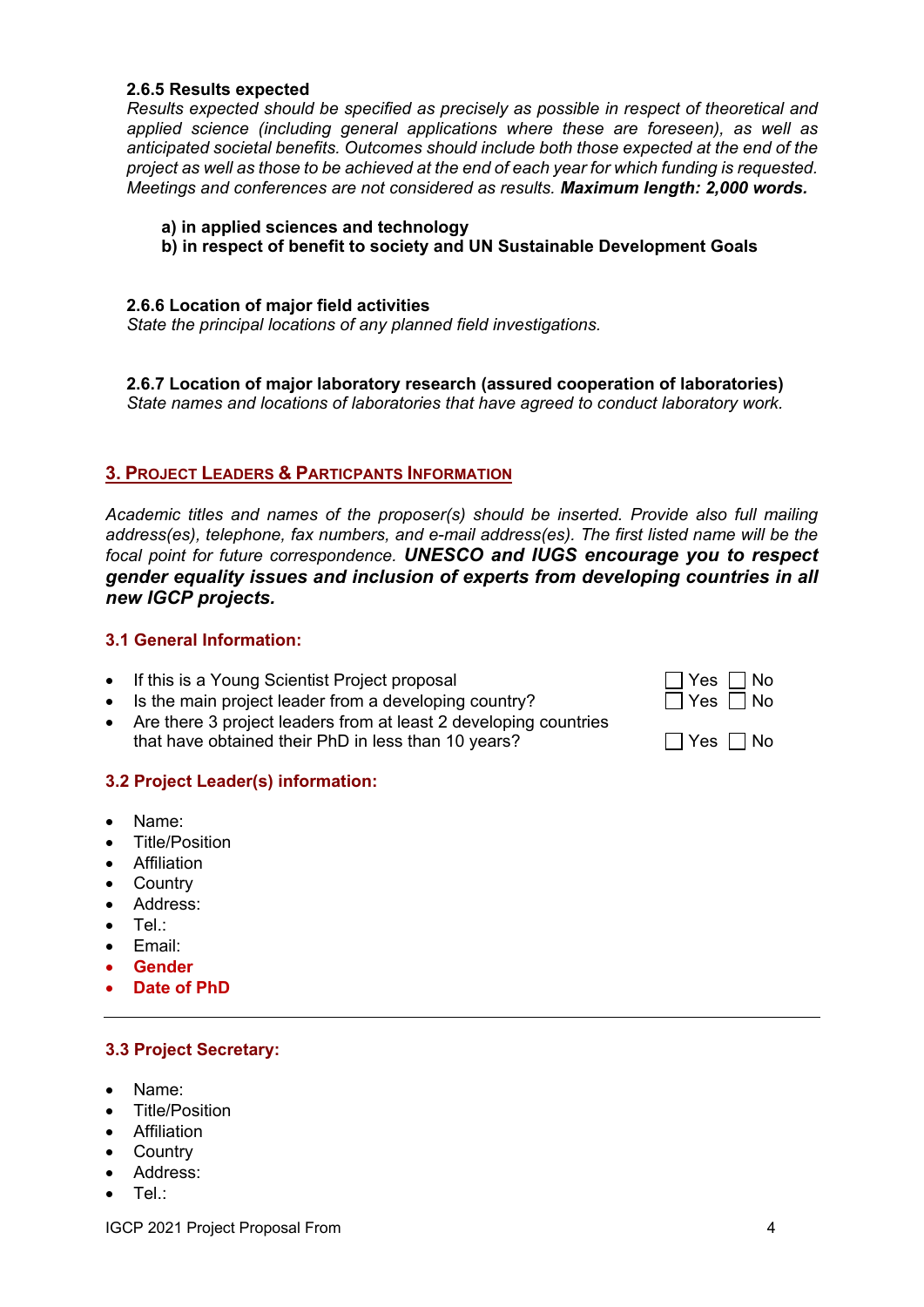#### 2.6.5 Results expected

*Results expected should be specified as precisely as possible in respect of theoretical and applied science (including general applications where these are foreseen), as well as anticipated societal benefits. Outcomes should include both those expected at the end of the project as well as those to be achieved at the end of each year for which funding is requested. Meetings and conferences are not considered as results.* ***Maximum length: 2,000 words.***

**a) in applied sciences and technology**
**b) in respect of benefit to society and UN Sustainable Development Goals**

#### 2.6.6 Location of major field activities

*State the principal locations of any planned field investigations.*

#### 2.6.7 Location of major laboratory research (assured cooperation of laboratories)

*State names and locations of laboratories that have agreed to conduct laboratory work.*

## 3. PROJECT LEADERS & PARTICPANTS INFORMATION

*Academic titles and names of the proposer(s) should be inserted. Provide also full mailing address(es), telephone, fax numbers, and e-mail address(es). The first listed name will be the focal point for future correspondence.* ***UNESCO and IUGS encourage you to respect gender equality issues and inclusion of experts from developing countries in all new IGCP projects.***

### 3.1 General Information:

- If this is a Young Scientist Project proposal ☐ Yes ☐ No
- Is the main project leader from a developing country? ☐ Yes ☐ No
- Are there 3 project leaders from at least 2 developing countries that have obtained their PhD in less than 10 years? ☐ Yes ☐ No

### 3.2 Project Leader(s) information:

- Name:
- Title/Position
- Affiliation
- Country
- Address:
- Tel.:
- Email:
- **Gender**
- **Date of PhD**

---

### 3.3 Project Secretary:

- Name:
- Title/Position
- Affiliation
- Country
- Address:
- Tel.: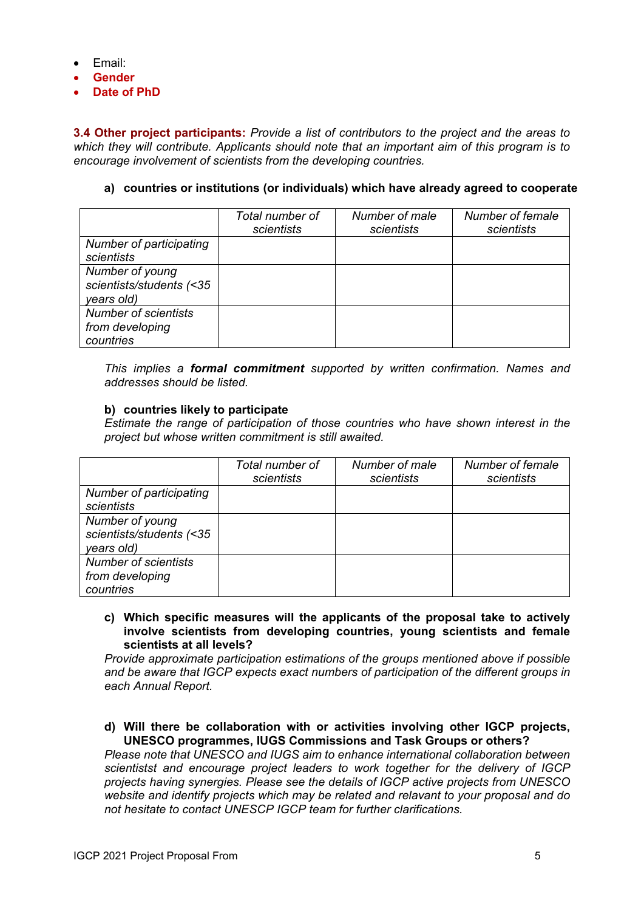- Email:
- **Gender**
- **Date of PhD**

**3.4 Other project participants:** *Provide a list of contributors to the project and the areas to which they will contribute. Applicants should note that an important aim of this program is to encourage involvement of scientists from the developing countries.*

**a) countries or institutions (or individuals) which have already agreed to cooperate**

| | *Total number of scientists* | *Number of male scientists* | *Number of female scientists* |
|---|---|---|---|
| *Number of participating scientists* | | | |
| *Number of young scientists/students (<35 years old)* | | | |
| *Number of scientists from developing countries* | | | |

*This implies a **formal commitment** supported by written confirmation. Names and addresses should be listed.*

**b) countries likely to participate**

*Estimate the range of participation of those countries who have shown interest in the project but whose written commitment is still awaited.*

| | *Total number of scientists* | *Number of male scientists* | *Number of female scientists* |
|---|---|---|---|
| *Number of participating scientists* | | | |
| *Number of young scientists/students (<35 years old)* | | | |
| *Number of scientists from developing countries* | | | |

**c) Which specific measures will the applicants of the proposal take to actively involve scientists from developing countries, young scientists and female scientists at all levels?**

*Provide approximate participation estimations of the groups mentioned above if possible and be aware that IGCP expects exact numbers of participation of the different groups in each Annual Report.*

**d) Will there be collaboration with or activities involving other IGCP projects, UNESCO programmes, IUGS Commissions and Task Groups or others?**

*Please note that UNESCO and IUGS aim to enhance international collaboration between scientistst and encourage project leaders to work together for the delivery of IGCP projects having synergies. Please see the details of IGCP active projects from UNESCO website and identify projects which may be related and relavant to your proposal and do not hesitate to contact UNESCP IGCP team for further clarifications.*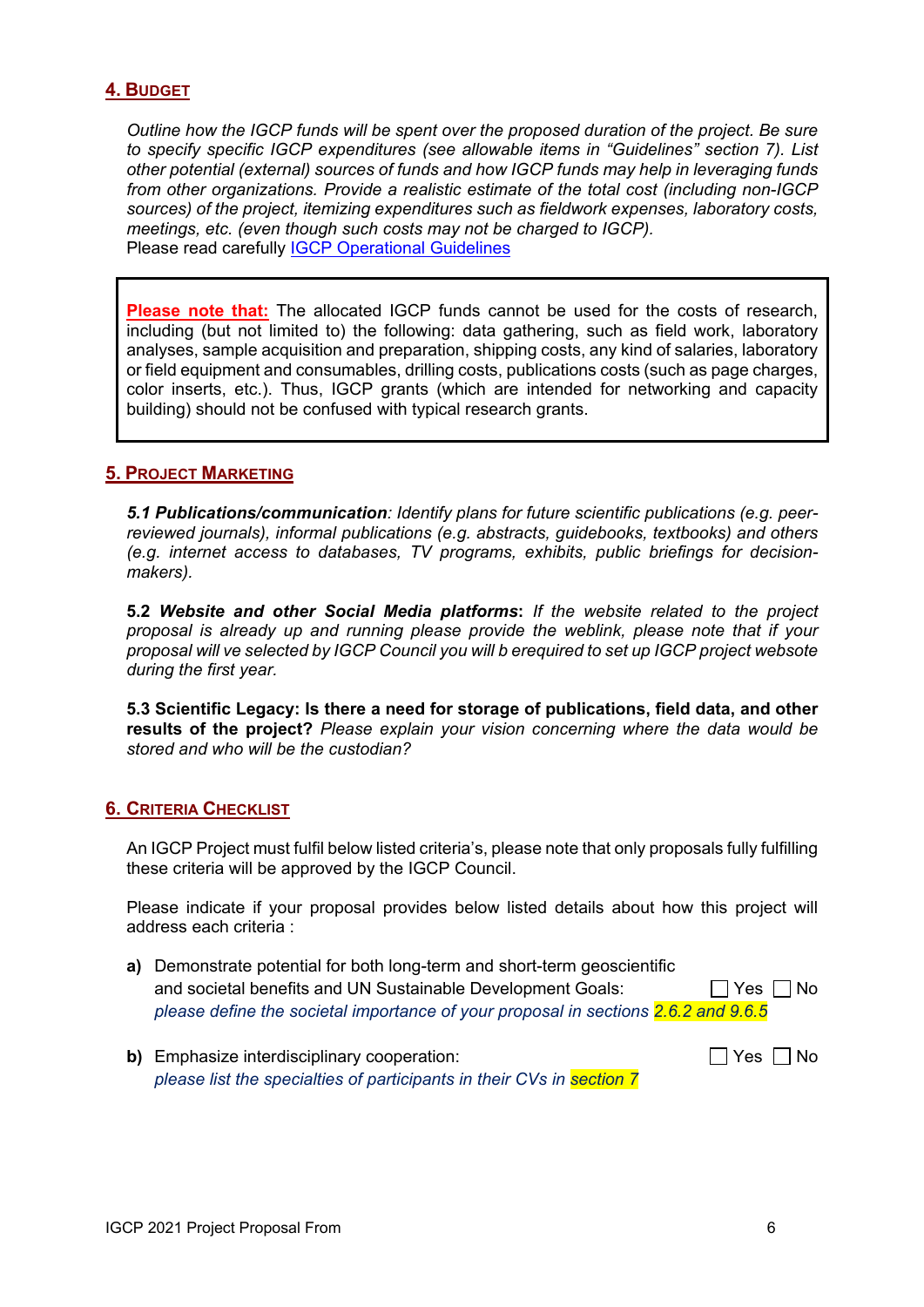## 4. Budget

*Outline how the IGCP funds will be spent over the proposed duration of the project. Be sure to specify specific IGCP expenditures (see allowable items in "Guidelines" section 7). List other potential (external) sources of funds and how IGCP funds may help in leveraging funds from other organizations. Provide a realistic estimate of the total cost (including non-IGCP sources) of the project, itemizing expenditures such as fieldwork expenses, laboratory costs, meetings, etc. (even though such costs may not be charged to IGCP).*
Please read carefully [IGCP Operational Guidelines]()

> **Please note that:** The allocated IGCP funds cannot be used for the costs of research, including (but not limited to) the following: data gathering, such as field work, laboratory analyses, sample acquisition and preparation, shipping costs, any kind of salaries, laboratory or field equipment and consumables, drilling costs, publications costs (such as page charges, color inserts, etc.). Thus, IGCP grants (which are intended for networking and capacity building) should not be confused with typical research grants.

## 5. Project Marketing

***5.1 Publications/communication****: Identify plans for future scientific publications (e.g. peer-reviewed journals), informal publications (e.g. abstracts, guidebooks, textbooks) and others (e.g. internet access to databases, TV programs, exhibits, public briefings for decision-makers).*

**5.2** ***Website and other Social Media platforms*****:** *If the website related to the project proposal is already up and running please provide the weblink, please note that if your proposal will ve selected by IGCP Council you will b erequired to set up IGCP project websote during the first year.*

**5.3 Scientific Legacy: Is there a need for storage of publications, field data, and other results of the project?** *Please explain your vision concerning where the data would be stored and who will be the custodian?*

## 6. Criteria Checklist

An IGCP Project must fulfil below listed criteria's, please note that only proposals fully fulfilling these criteria will be approved by the IGCP Council.

Please indicate if your proposal provides below listed details about how this project will address each criteria :

**a)** Demonstrate potential for both long-term and short-term geoscientific and societal benefits and UN Sustainable Development Goals: ☐ Yes ☐ No
*please define the societal importance of your proposal in sections 2.6.2 and 9.6.5*

**b)** Emphasize interdisciplinary cooperation: ☐ Yes ☐ No
*please list the specialties of participants in their CVs in section 7*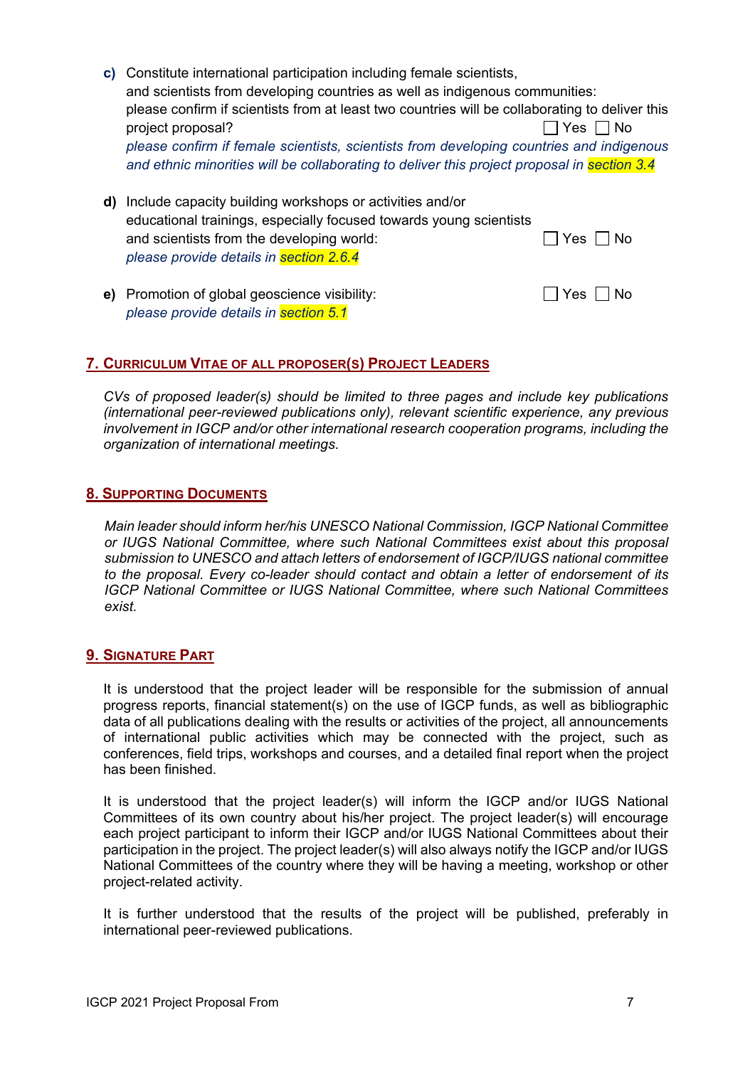**c)** Constitute international participation including female scientists, and scientists from developing countries as well as indigenous communities: please confirm if scientists from at least two countries will be collaborating to deliver this project proposal? ☐ Yes ☐ No
*please confirm if female scientists, scientists from developing countries and indigenous and ethnic minorities will be collaborating to deliver this project proposal in section 3.4*

**d)** Include capacity building workshops or activities and/or educational trainings, especially focused towards young scientists and scientists from the developing world: ☐ Yes ☐ No
*please provide details in section 2.6.4*

**e)** Promotion of global geoscience visibility: ☐ Yes ☐ No
*please provide details in section 5.1*

## 7. Curriculum Vitae of all proposer(s) Project Leaders

*CVs of proposed leader(s) should be limited to three pages and include key publications (international peer-reviewed publications only), relevant scientific experience, any previous involvement in IGCP and/or other international research cooperation programs, including the organization of international meetings.*

## 8. Supporting Documents

*Main leader should inform her/his UNESCO National Commission, IGCP National Committee or IUGS National Committee, where such National Committees exist about this proposal submission to UNESCO and attach letters of endorsement of IGCP/IUGS national committee to the proposal. Every co-leader should contact and obtain a letter of endorsement of its IGCP National Committee or IUGS National Committee, where such National Committees exist.*

## 9. Signature Part

It is understood that the project leader will be responsible for the submission of annual progress reports, financial statement(s) on the use of IGCP funds, as well as bibliographic data of all publications dealing with the results or activities of the project, all announcements of international public activities which may be connected with the project, such as conferences, field trips, workshops and courses, and a detailed final report when the project has been finished.

It is understood that the project leader(s) will inform the IGCP and/or IUGS National Committees of its own country about his/her project. The project leader(s) will encourage each project participant to inform their IGCP and/or IUGS National Committees about their participation in the project. The project leader(s) will also always notify the IGCP and/or IUGS National Committees of the country where they will be having a meeting, workshop or other project-related activity.

It is further understood that the results of the project will be published, preferably in international peer-reviewed publications.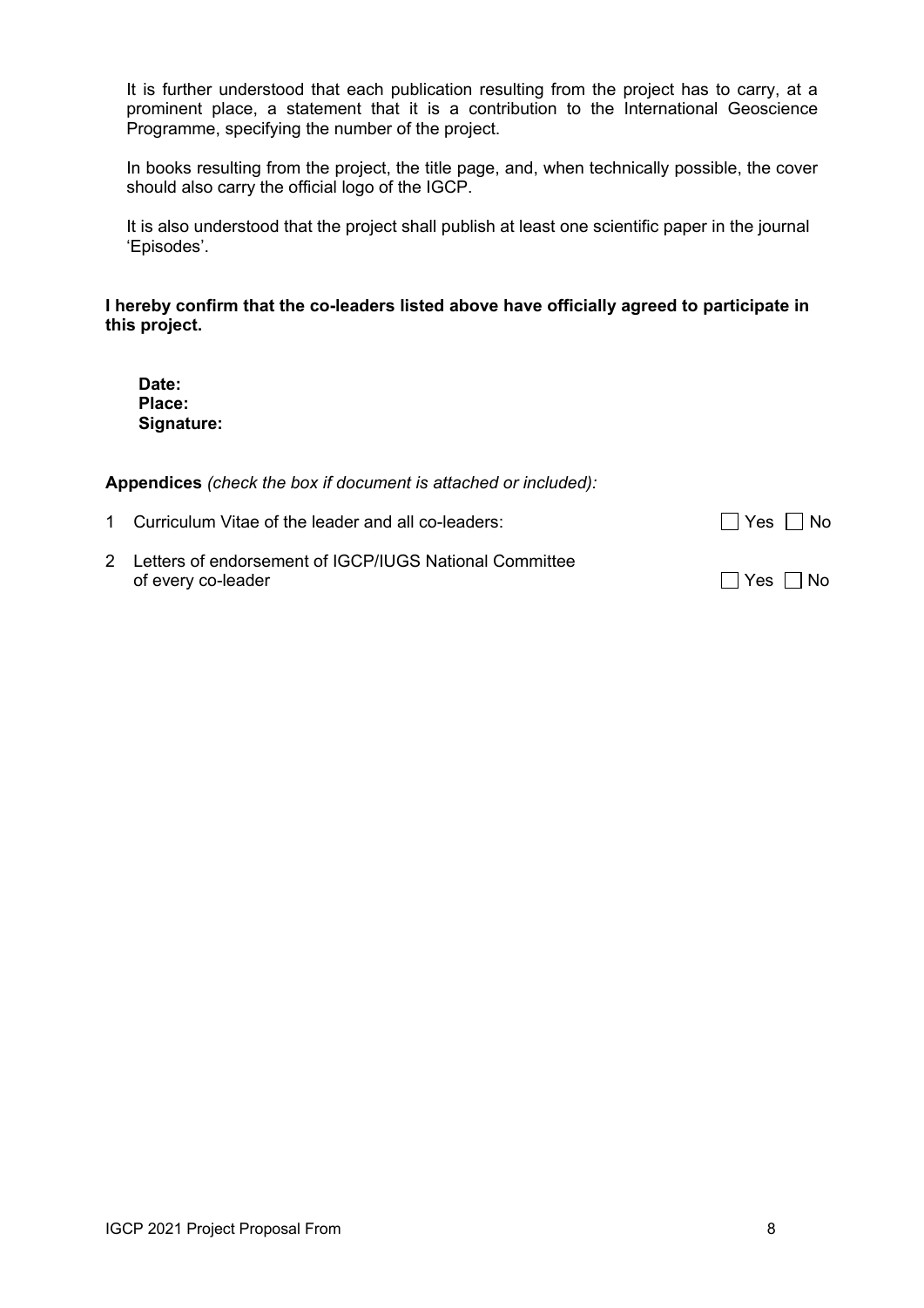It is further understood that each publication resulting from the project has to carry, at a prominent place, a statement that it is a contribution to the International Geoscience Programme, specifying the number of the project.

In books resulting from the project, the title page, and, when technically possible, the cover should also carry the official logo of the IGCP.

It is also understood that the project shall publish at least one scientific paper in the journal 'Episodes'.

**I hereby confirm that the co-leaders listed above have officially agreed to participate in this project.**

**Date:**
**Place:**
**Signature:**

**Appendices** *(check the box if document is attached or included):*

1. Curriculum Vitae of the leader and all co-leaders: ☐ Yes ☐ No
2. Letters of endorsement of IGCP/IUGS National Committee of every co-leader ☐ Yes ☐ No